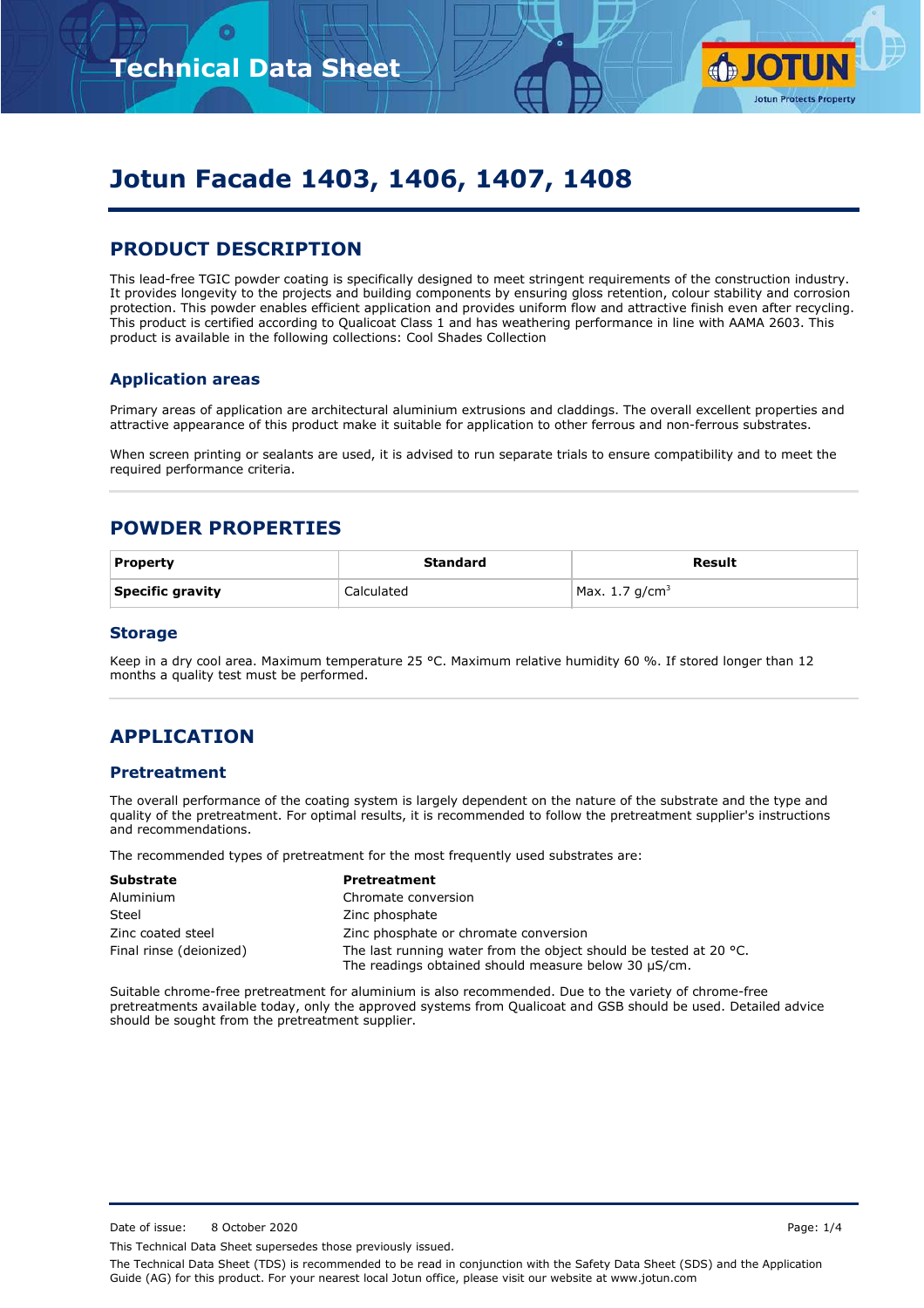# Jotun Facade 1403, 1406, 1407, 1408

## PRODUCT DESCRIPTION

This lead-free TGIC powder coating is specifically designed to meet stringent requirements of the construction industry. It provides longevity to the projects and building components by ensuring gloss retention, colour stability and corrosion protection. This powder enables efficient application and provides uniform flow and attractive finish even after recycling. This product is certified according to Qualicoat Class 1 and has weathering performance in line with AAMA 2603. This product is available in the following collections: Cool Shades Collection

### Application areas

Primary areas of application are architectural aluminium extrusions and claddings. The overall excellent properties and attractive appearance of this product make it suitable for application to other ferrous and non-ferrous substrates.

When screen printing or sealants are used, it is advised to run separate trials to ensure compatibility and to meet the required performance criteria.

## POWDER PROPERTIES

| Property | Standard | Result |
|---|---|---|
| **Specific gravity** | Calculated | Max. 1.7 g/cm$^3$ |

### Storage

Keep in a dry cool area. Maximum temperature 25 °C. Maximum relative humidity 60 %. If stored longer than 12 months a quality test must be performed.

## APPLICATION

### Pretreatment

The overall performance of the coating system is largely dependent on the nature of the substrate and the type and quality of the pretreatment. For optimal results, it is recommended to follow the pretreatment supplier's instructions and recommendations.

The recommended types of pretreatment for the most frequently used substrates are:

| Substrate | Pretreatment |
|---|---|
| Aluminium | Chromate conversion |
| Steel | Zinc phosphate |
| Zinc coated steel | Zinc phosphate or chromate conversion |
| Final rinse (deionized) | The last running water from the object should be tested at 20 °C. The readings obtained should measure below 30 µS/cm. |

Suitable chrome-free pretreatment for aluminium is also recommended. Due to the variety of chrome-free pretreatments available today, only the approved systems from Qualicoat and GSB should be used. Detailed advice should be sought from the pretreatment supplier.

Date of issue: 8 October 2020

This Technical Data Sheet supersedes those previously issued.

The Technical Data Sheet (TDS) is recommended to be read in conjunction with the Safety Data Sheet (SDS) and the Application Guide (AG) for this product. For your nearest local Jotun office, please visit our website at www.jotun.com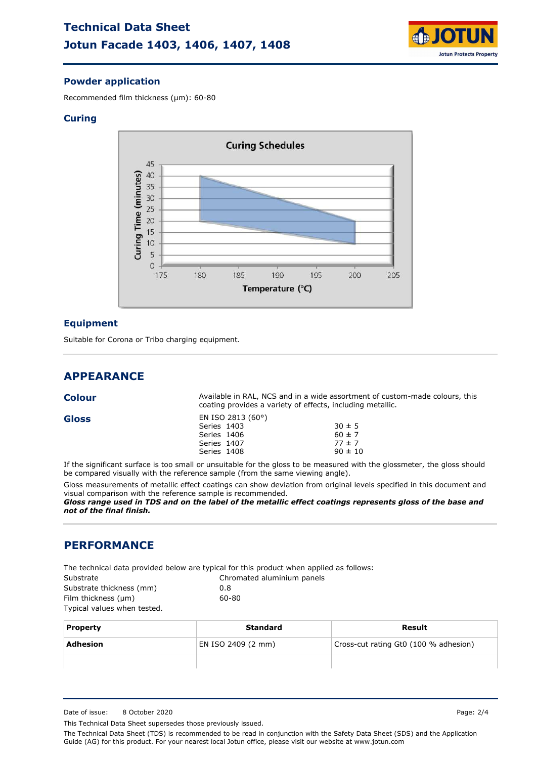## Powder application

Recommended film thickness (µm): 60-80

## Curing

## Equipment

Suitable for Corona or Tribo charging equipment.

# APPEARANCE

## Colour

Available in RAL, NCS and in a wide assortment of custom-made colours, this coating provides a variety of effects, including metallic.

## Gloss

EN ISO 2813 (60°)

| | |
|---|---|
| Series 1403 | 30 ± 5 |
| Series 1406 | 60 ± 7 |
| Series 1407 | 77 ± 7 |
| Series 1408 | 90 ± 10 |

If the significant surface is too small or unsuitable for the gloss to be measured with the glossmeter, the gloss should be compared visually with the reference sample (from the same viewing angle).

Gloss measurements of metallic effect coatings can show deviation from original levels specified in this document and visual comparison with the reference sample is recommended.

***Gloss range used in TDS and on the label of the metallic effect coatings represents gloss of the base and not of the final finish.***

# PERFORMANCE

The technical data provided below are typical for this product when applied as follows:

| | |
|---|---|
| Substrate | Chromated aluminium panels |
| Substrate thickness (mm) | 0.8 |
| Film thickness (µm) | 60-80 |

Typical values when tested.

| Property | Standard | Result |
|---|---|---|
| **Adhesion** | EN ISO 2409 (2 mm) | Cross-cut rating Gt0 (100 % adhesion) |

Date of issue: 8 October 2020

This Technical Data Sheet supersedes those previously issued.

The Technical Data Sheet (TDS) is recommended to be read in conjunction with the Safety Data Sheet (SDS) and the Application Guide (AG) for this product. For your nearest local Jotun office, please visit our website at www.jotun.com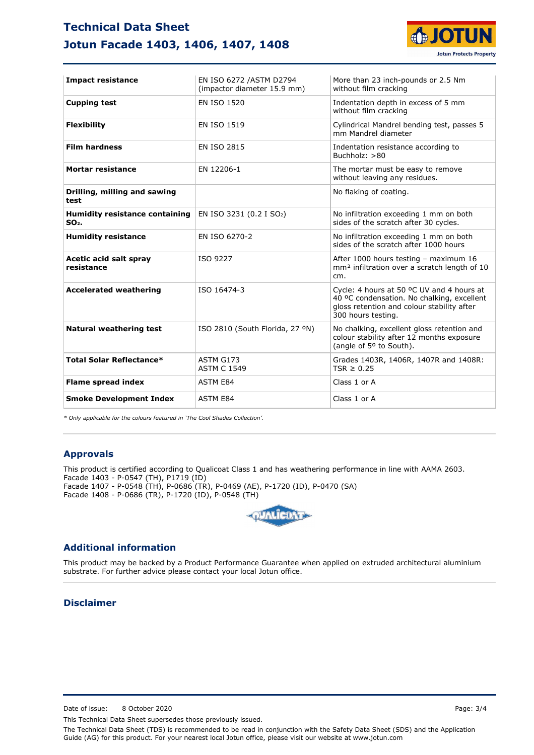| Impact resistance | EN ISO 6272 /ASTM D2794 (impactor diameter 15.9 mm) | More than 23 inch-pounds or 2.5 Nm without film cracking |
|---|---|---|
| **Cupping test** | EN ISO 1520 | Indentation depth in excess of 5 mm without film cracking |
| **Flexibility** | EN ISO 1519 | Cylindrical Mandrel bending test, passes 5 mm Mandrel diameter |
| **Film hardness** | EN ISO 2815 | Indentation resistance according to Buchholz: >80 |
| **Mortar resistance** | EN 12206-1 | The mortar must be easy to remove without leaving any residues. |
| **Drilling, milling and sawing test** | | No flaking of coating. |
| **Humidity resistance containing $SO_2$.** | EN ISO 3231 (0.2 I $SO_2$) | No infiltration exceeding 1 mm on both sides of the scratch after 30 cycles. |
| **Humidity resistance** | EN ISO 6270-2 | No infiltration exceeding 1 mm on both sides of the scratch after 1000 hours |
| **Acetic acid salt spray resistance** | ISO 9227 | After 1000 hours testing – maximum 16 $mm^2$ infiltration over a scratch length of 10 cm. |
| **Accelerated weathering** | ISO 16474-3 | Cycle: 4 hours at 50 ºC UV and 4 hours at 40 ºC condensation. No chalking, excellent gloss retention and colour stability after 300 hours testing. |
| **Natural weathering test** | ISO 2810 (South Florida, 27 ºN) | No chalking, excellent gloss retention and colour stability after 12 months exposure (angle of 5º to South). |
| **Total Solar Reflectance*** | ASTM G173 ASTM C 1549 | Grades 1403R, 1406R, 1407R and 1408R: TSR ≥ 0.25 |
| **Flame spread index** | ASTM E84 | Class 1 or A |
| **Smoke Development Index** | ASTM E84 | Class 1 or A |

*\* Only applicable for the colours featured in 'The Cool Shades Collection'.*

## Approvals

This product is certified according to Qualicoat Class 1 and has weathering performance in line with AAMA 2603.
Facade 1403 - P-0547 (TH), P1719 (ID)
Facade 1407 - P-0548 (TH), P-0686 (TR), P-0469 (AE), P-1720 (ID), P-0470 (SA)
Facade 1408 - P-0686 (TR), P-1720 (ID), P-0548 (TH)

## Additional information

This product may be backed by a Product Performance Guarantee when applied on extruded architectural aluminium substrate. For further advice please contact your local Jotun office.

## Disclaimer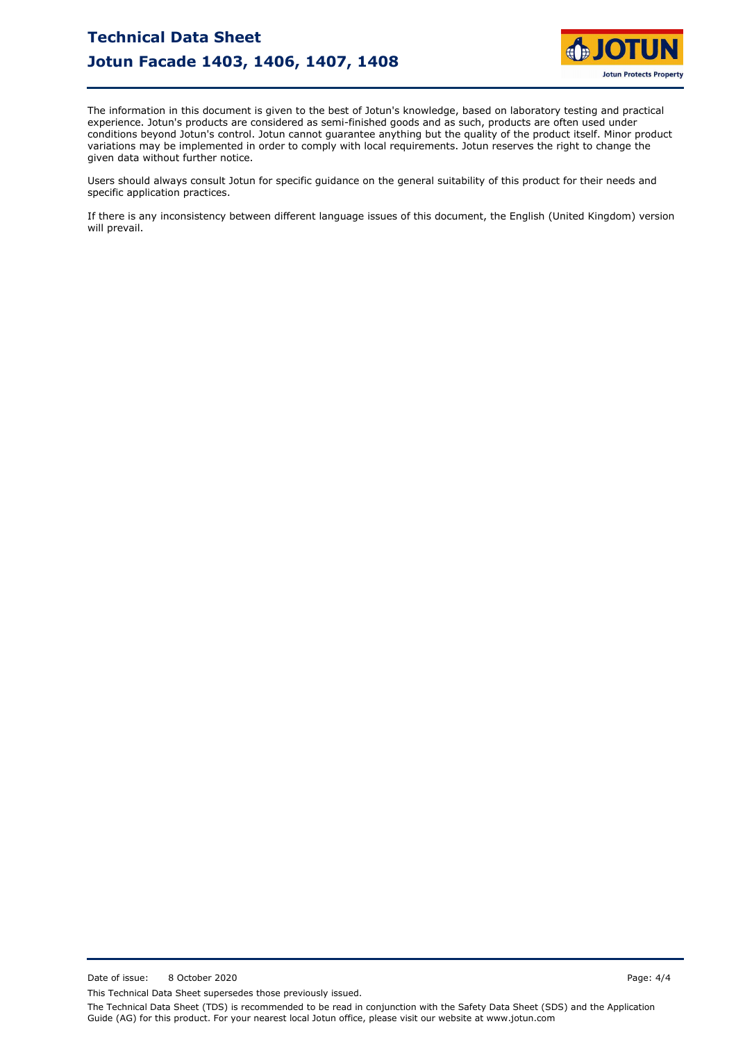The information in this document is given to the best of Jotun's knowledge, based on laboratory testing and practical experience. Jotun's products are considered as semi-finished goods and as such, products are often used under conditions beyond Jotun's control. Jotun cannot guarantee anything but the quality of the product itself. Minor product variations may be implemented in order to comply with local requirements. Jotun reserves the right to change the given data without further notice.

Users should always consult Jotun for specific guidance on the general suitability of this product for their needs and specific application practices.

If there is any inconsistency between different language issues of this document, the English (United Kingdom) version will prevail.